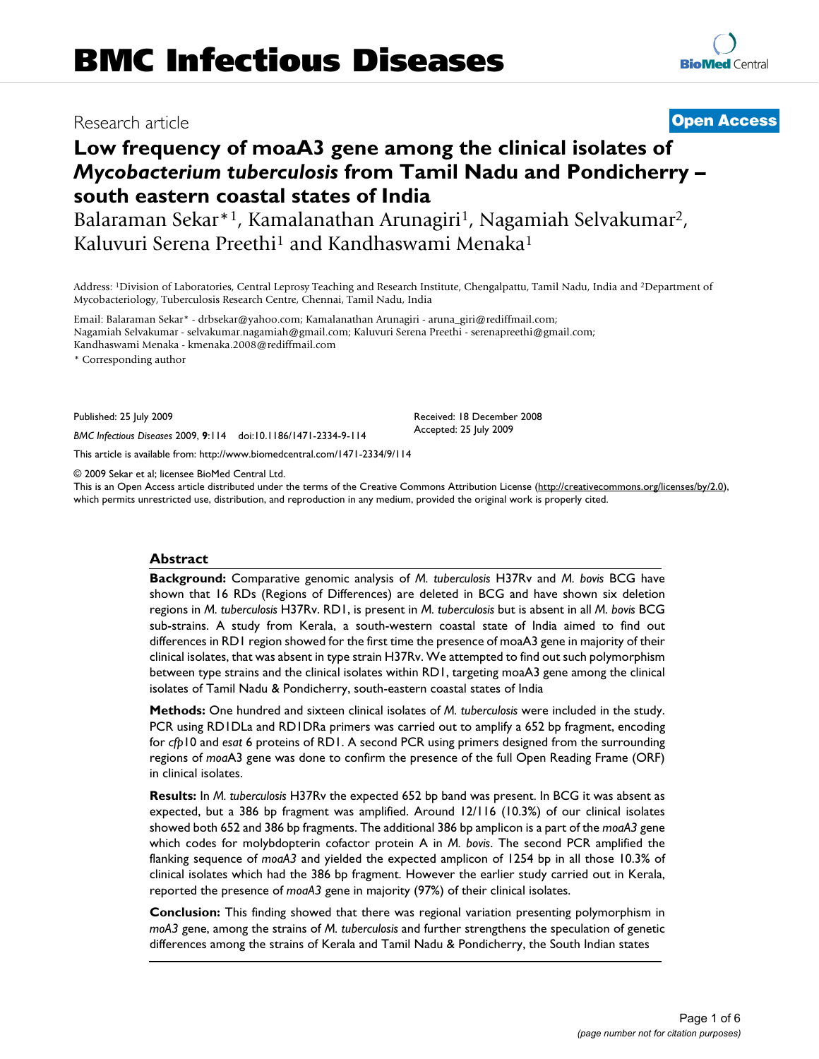BMC Infectious Diseases

Research article

**Open Access**

# Low frequency of moaA3 gene among the clinical isolates of *Mycobacterium tuberculosis* from Tamil Nadu and Pondicherry – south eastern coastal states of India

Balaraman Sekar*[1], Kamalanathan Arunagiri[1], Nagamiah Selvakumar[2], Kaluvuri Serena Preethi[1] and Kandhaswami Menaka[1]

Address: [1]Division of Laboratories, Central Leprosy Teaching and Research Institute, Chengalpattu, Tamil Nadu, India and [2]Department of Mycobacteriology, Tuberculosis Research Centre, Chennai, Tamil Nadu, India

Email: Balaraman Sekar* - drbsekar@yahoo.com; Kamalanathan Arunagiri - aruna_giri@rediffmail.com; Nagamiah Selvakumar - selvakumar.nagamiah@gmail.com; Kaluvuri Serena Preethi - serenapreethi@gmail.com; Kandhaswami Menaka - kmenaka.2008@rediffmail.com

\* Corresponding author

Published: 25 July 2009

*BMC Infectious Diseases* 2009, **9**:114 doi:10.1186/1471-2334-9-114

Received: 18 December 2008
Accepted: 25 July 2009

This article is available from: http://www.biomedcentral.com/1471-2334/9/114

© 2009 Sekar et al; licensee BioMed Central Ltd.

This is an Open Access article distributed under the terms of the Creative Commons Attribution License (http://creativecommons.org/licenses/by/2.0), which permits unrestricted use, distribution, and reproduction in any medium, provided the original work is properly cited.

## Abstract

**Background:** Comparative genomic analysis of *M. tuberculosis* H37Rv and *M. bovis* BCG have shown that 16 RDs (Regions of Differences) are deleted in BCG and have shown six deletion regions in *M. tuberculosis* H37Rv. RD1, is present in *M. tuberculosis* but is absent in all *M. bovis* BCG sub-strains. A study from Kerala, a south-western coastal state of India aimed to find out differences in RD1 region showed for the first time the presence of moaA3 gene in majority of their clinical isolates, that was absent in type strain H37Rv. We attempted to find out such polymorphism between type strains and the clinical isolates within RD1, targeting moaA3 gene among the clinical isolates of Tamil Nadu & Pondicherry, south-eastern coastal states of India

**Methods:** One hundred and sixteen clinical isolates of *M. tuberculosis* were included in the study. PCR using RD1DLa and RD1DRa primers was carried out to amplify a 652 bp fragment, encoding for *cfp*10 and *esat* 6 proteins of RD1. A second PCR using primers designed from the surrounding regions of *moa*A3 gene was done to confirm the presence of the full Open Reading Frame (ORF) in clinical isolates.

**Results:** In *M. tuberculosis* H37Rv the expected 652 bp band was present. In BCG it was absent as expected, but a 386 bp fragment was amplified. Around 12/116 (10.3%) of our clinical isolates showed both 652 and 386 bp fragments. The additional 386 bp amplicon is a part of the *moaA3* gene which codes for molybdopterin cofactor protein A in *M. bovis*. The second PCR amplified the flanking sequence of *moaA3* and yielded the expected amplicon of 1254 bp in all those 10.3% of clinical isolates which had the 386 bp fragment. However the earlier study carried out in Kerala, reported the presence of *moaA3* gene in majority (97%) of their clinical isolates.

**Conclusion:** This finding showed that there was regional variation presenting polymorphism in *moA3* gene, among the strains of *M. tuberculosis* and further strengthens the speculation of genetic differences among the strains of Kerala and Tamil Nadu & Pondicherry, the South Indian states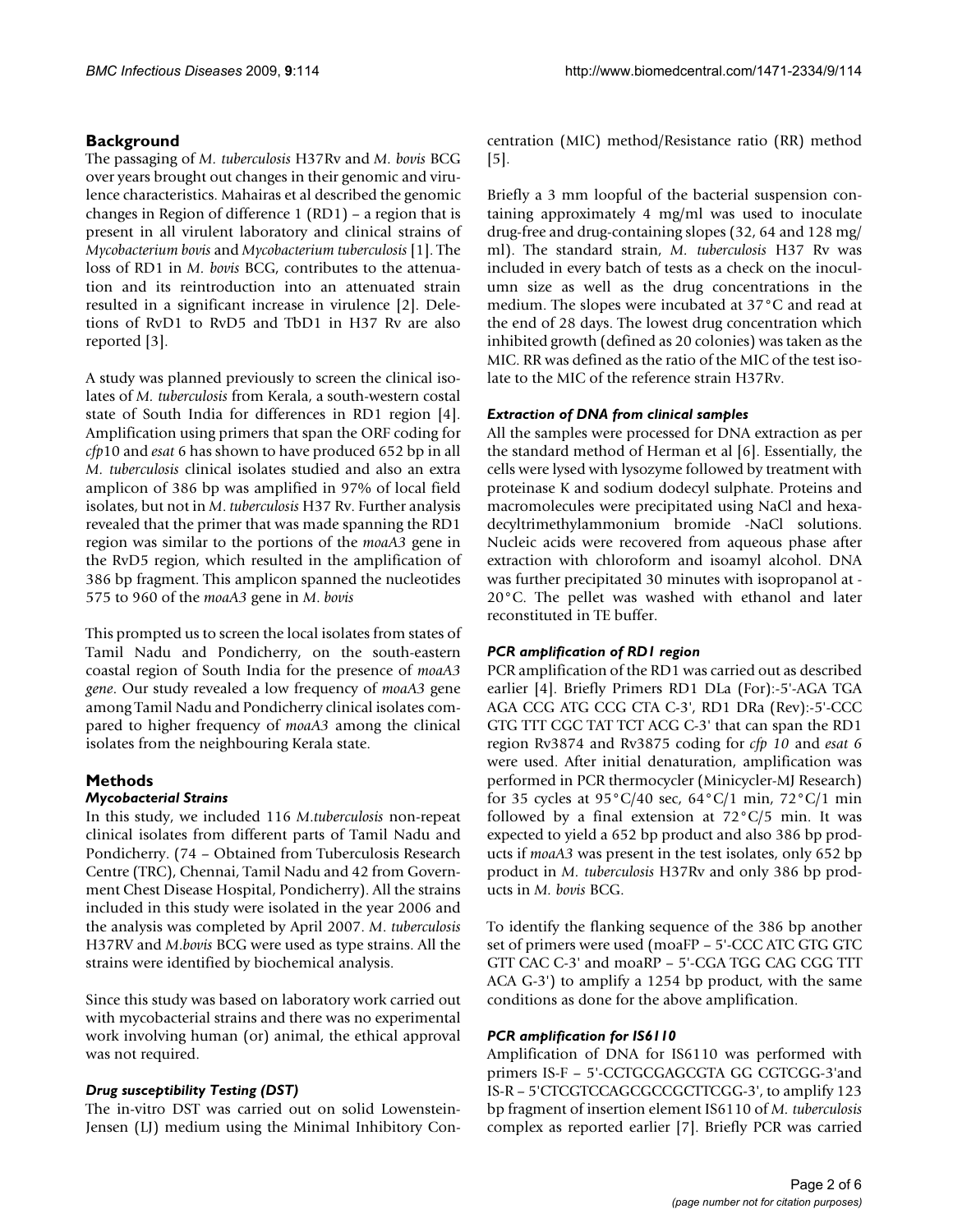## Background

The passaging of *M. tuberculosis* H37Rv and *M. bovis* BCG over years brought out changes in their genomic and virulence characteristics. Mahairas et al described the genomic changes in Region of difference 1 (RD1) – a region that is present in all virulent laboratory and clinical strains of *Mycobacterium bovis* and *Mycobacterium tuberculosis* [1]. The loss of RD1 in *M. bovis* BCG, contributes to the attenuation and its reintroduction into an attenuated strain resulted in a significant increase in virulence [2]. Deletions of RvD1 to RvD5 and TbD1 in H37 Rv are also reported [3].

A study was planned previously to screen the clinical isolates of *M. tuberculosis* from Kerala, a south-western costal state of South India for differences in RD1 region [4]. Amplification using primers that span the ORF coding for *cfp*10 and *esat* 6 has shown to have produced 652 bp in all *M. tuberculosis* clinical isolates studied and also an extra amplicon of 386 bp was amplified in 97% of local field isolates, but not in *M. tuberculosis* H37 Rv. Further analysis revealed that the primer that was made spanning the RD1 region was similar to the portions of the *moaA3* gene in the RvD5 region, which resulted in the amplification of 386 bp fragment. This amplicon spanned the nucleotides 575 to 960 of the *moaA3* gene in *M. bovis*

This prompted us to screen the local isolates from states of Tamil Nadu and Pondicherry, on the south-eastern coastal region of South India for the presence of *moaA3 gene*. Our study revealed a low frequency of *moaA3* gene among Tamil Nadu and Pondicherry clinical isolates compared to higher frequency of *moaA3* among the clinical isolates from the neighbouring Kerala state.

## Methods

### *Mycobacterial Strains*

In this study, we included 116 *M.tuberculosis* non-repeat clinical isolates from different parts of Tamil Nadu and Pondicherry. (74 – Obtained from Tuberculosis Research Centre (TRC), Chennai, Tamil Nadu and 42 from Government Chest Disease Hospital, Pondicherry). All the strains included in this study were isolated in the year 2006 and the analysis was completed by April 2007. *M. tuberculosis* H37RV and *M.bovis* BCG were used as type strains. All the strains were identified by biochemical analysis.

Since this study was based on laboratory work carried out with mycobacterial strains and there was no experimental work involving human (or) animal, the ethical approval was not required.

### *Drug susceptibility Testing (DST)*

The in-vitro DST was carried out on solid Lowenstein-Jensen (LJ) medium using the Minimal Inhibitory Concentration (MIC) method/Resistance ratio (RR) method [5].

Briefly a 3 mm loopful of the bacterial suspension containing approximately 4 mg/ml was used to inoculate drug-free and drug-containing slopes (32, 64 and 128 mg/ml). The standard strain, *M. tuberculosis* H37 Rv was included in every batch of tests as a check on the inoculumn size as well as the drug concentrations in the medium. The slopes were incubated at 37°C and read at the end of 28 days. The lowest drug concentration which inhibited growth (defined as 20 colonies) was taken as the MIC. RR was defined as the ratio of the MIC of the test isolate to the MIC of the reference strain H37Rv.

### *Extraction of DNA from clinical samples*

All the samples were processed for DNA extraction as per the standard method of Herman et al [6]. Essentially, the cells were lysed with lysozyme followed by treatment with proteinase K and sodium dodecyl sulphate. Proteins and macromolecules were precipitated using NaCl and hexadecyltrimethylammonium bromide -NaCl solutions. Nucleic acids were recovered from aqueous phase after extraction with chloroform and isoamyl alcohol. DNA was further precipitated 30 minutes with isopropanol at -20°C. The pellet was washed with ethanol and later reconstituted in TE buffer.

### *PCR amplification of RD1 region*

PCR amplification of the RD1 was carried out as described earlier [4]. Briefly Primers RD1 DLa (For):-5'-AGA TGA AGA CCG ATG CCG CTA C-3', RD1 DRa (Rev):-5'-CCC GTG TTT CGC TAT TCT ACG C-3' that can span the RD1 region Rv3874 and Rv3875 coding for *cfp 10* and *esat 6* were used. After initial denaturation, amplification was performed in PCR thermocycler (Minicycler-MJ Research) for 35 cycles at 95°C/40 sec, 64°C/1 min, 72°C/1 min followed by a final extension at 72°C/5 min. It was expected to yield a 652 bp product and also 386 bp products if *moaA3* was present in the test isolates, only 652 bp product in *M. tuberculosis* H37Rv and only 386 bp products in *M. bovis* BCG.

To identify the flanking sequence of the 386 bp another set of primers were used (moaFP – 5'-CCC ATC GTG GTC GTT CAC C-3' and moaRP – 5'-CGA TGG CAG CGG TTT ACA G-3') to amplify a 1254 bp product, with the same conditions as done for the above amplification.

### *PCR amplification for IS6110*

Amplification of DNA for IS6110 was performed with primers IS-F – 5'-CCTGCGAGCGTA GG CGTCGG-3'and IS-R – 5'CTCGTCCAGCGCCGCTTCGG-3', to amplify 123 bp fragment of insertion element IS6110 of *M. tuberculosis* complex as reported earlier [7]. Briefly PCR was carried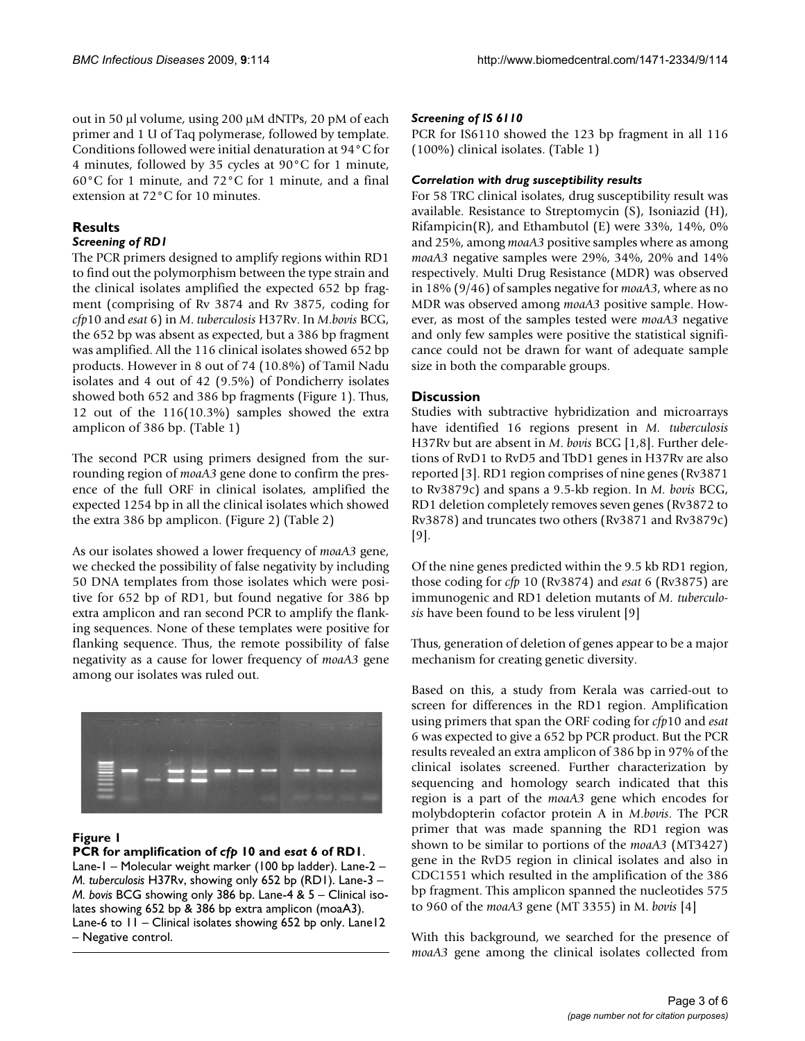out in 50 µl volume, using 200 µM dNTPs, 20 pM of each primer and 1 U of Taq polymerase, followed by template. Conditions followed were initial denaturation at 94°C for 4 minutes, followed by 35 cycles at 90°C for 1 minute, 60°C for 1 minute, and 72°C for 1 minute, and a final extension at 72°C for 10 minutes.

## Results

### *Screening of RD1*

The PCR primers designed to amplify regions within RD1 to find out the polymorphism between the type strain and the clinical isolates amplified the expected 652 bp fragment (comprising of Rv 3874 and Rv 3875, coding for *cfp*10 and *esat* 6) in *M. tuberculosis* H37Rv. In *M.bovis* BCG, the 652 bp was absent as expected, but a 386 bp fragment was amplified. All the 116 clinical isolates showed 652 bp products. However in 8 out of 74 (10.8%) of Tamil Nadu isolates and 4 out of 42 (9.5%) of Pondicherry isolates showed both 652 and 386 bp fragments (Figure 1). Thus, 12 out of the 116(10.3%) samples showed the extra amplicon of 386 bp. (Table 1)

The second PCR using primers designed from the surrounding region of *moaA3* gene done to confirm the presence of the full ORF in clinical isolates, amplified the expected 1254 bp in all the clinical isolates which showed the extra 386 bp amplicon. (Figure 2) (Table 2)

As our isolates showed a lower frequency of *moaA3* gene, we checked the possibility of false negativity by including 50 DNA templates from those isolates which were positive for 652 bp of RD1, but found negative for 386 bp extra amplicon and ran second PCR to amplify the flanking sequences. None of these templates were positive for flanking sequence. Thus, the remote possibility of false negativity as a cause for lower frequency of *moaA3* gene among our isolates was ruled out.

**Figure 1**

**PCR for amplification of *cfp* 10 and *esat* 6 of RD1**. Lane-1 – Molecular weight marker (100 bp ladder). Lane-2 – *M. tuberculosis* H37Rv, showing only 652 bp (RD1). Lane-3 – *M. bovis* BCG showing only 386 bp. Lane-4 & 5 – Clinical isolates showing 652 bp & 386 bp extra amplicon (moaA3). Lane-6 to 11 – Clinical isolates showing 652 bp only. Lane12 – Negative control.

### *Screening of IS 6110*

PCR for IS6110 showed the 123 bp fragment in all 116 (100%) clinical isolates. (Table 1)

### *Correlation with drug susceptibility results*

For 58 TRC clinical isolates, drug susceptibility result was available. Resistance to Streptomycin (S), Isoniazid (H), Rifampicin(R), and Ethambutol (E) were 33%, 14%, 0% and 25%, among *moaA3* positive samples where as among *moaA3* negative samples were 29%, 34%, 20% and 14% respectively. Multi Drug Resistance (MDR) was observed in 18% (9/46) of samples negative for *moaA3*, where as no MDR was observed among *moaA3* positive sample. However, as most of the samples tested were *moaA3* negative and only few samples were positive the statistical significance could not be drawn for want of adequate sample size in both the comparable groups.

## Discussion

Studies with subtractive hybridization and microarrays have identified 16 regions present in *M. tuberculosis* H37Rv but are absent in *M. bovis* BCG [1,8]. Further deletions of RvD1 to RvD5 and TbD1 genes in H37Rv are also reported [3]. RD1 region comprises of nine genes (Rv3871 to Rv3879c) and spans a 9.5-kb region. In *M. bovis* BCG, RD1 deletion completely removes seven genes (Rv3872 to Rv3878) and truncates two others (Rv3871 and Rv3879c) [9].

Of the nine genes predicted within the 9.5 kb RD1 region, those coding for *cfp* 10 (Rv3874) and *esat* 6 (Rv3875) are immunogenic and RD1 deletion mutants of *M. tuberculosis* have been found to be less virulent [9]

Thus, generation of deletion of genes appear to be a major mechanism for creating genetic diversity.

Based on this, a study from Kerala was carried-out to screen for differences in the RD1 region. Amplification using primers that span the ORF coding for *cfp*10 and *esat* 6 was expected to give a 652 bp PCR product. But the PCR results revealed an extra amplicon of 386 bp in 97% of the clinical isolates screened. Further characterization by sequencing and homology search indicated that this region is a part of the *moaA3* gene which encodes for molybdopterin cofactor protein A in *M.bovis*. The PCR primer that was made spanning the RD1 region was shown to be similar to portions of the *moaA3* (MT3427) gene in the RvD5 region in clinical isolates and also in CDC1551 which resulted in the amplification of the 386 bp fragment. This amplicon spanned the nucleotides 575 to 960 of the *moaA3* gene (MT 3355) in M. *bovis* [4]

With this background, we searched for the presence of *moaA3* gene among the clinical isolates collected from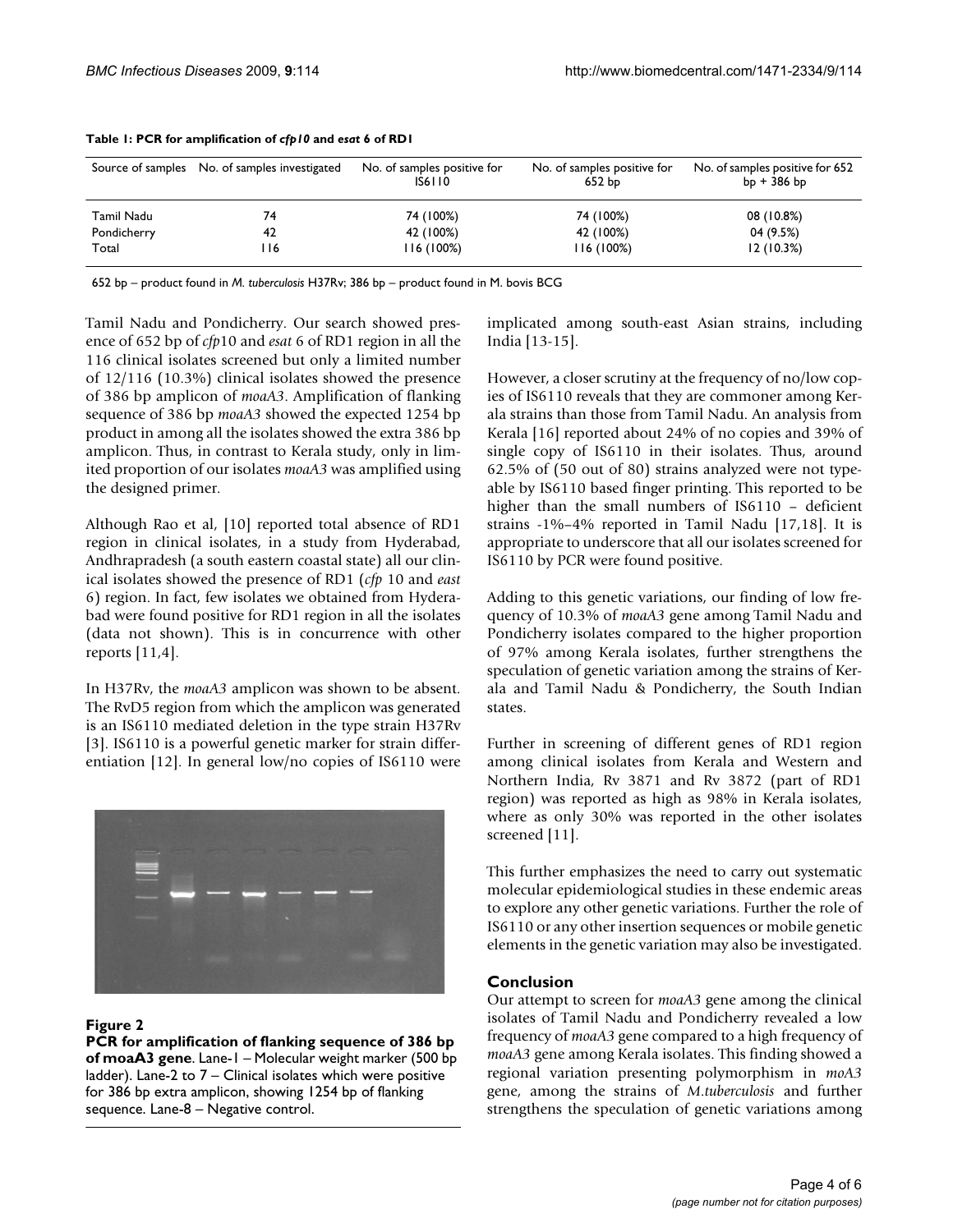**Table 1: PCR for amplification of *cfp10* and *esat* 6 of RD1**

| Source of samples | No. of samples investigated | No. of samples positive for IS6110 | No. of samples positive for 652 bp | No. of samples positive for 652 bp + 386 bp |
|---|---|---|---|---|
| Tamil Nadu | 74 | 74 (100%) | 74 (100%) | 08 (10.8%) |
| Pondicherry | 42 | 42 (100%) | 42 (100%) | 04 (9.5%) |
| Total | 116 | 116 (100%) | 116 (100%) | 12 (10.3%) |

652 bp – product found in *M. tuberculosis* H37Rv; 386 bp – product found in M. bovis BCG

Tamil Nadu and Pondicherry. Our search showed presence of 652 bp of *cfp*10 and *esat* 6 of RD1 region in all the 116 clinical isolates screened but only a limited number of 12/116 (10.3%) clinical isolates showed the presence of 386 bp amplicon of *moaA3*. Amplification of flanking sequence of 386 bp *moaA3* showed the expected 1254 bp product in among all the isolates showed the extra 386 bp amplicon. Thus, in contrast to Kerala study, only in limited proportion of our isolates *moaA3* was amplified using the designed primer.

Although Rao et al, [10] reported total absence of RD1 region in clinical isolates, in a study from Hyderabad, Andhrapradesh (a south eastern coastal state) all our clinical isolates showed the presence of RD1 (*cfp* 10 and *east* 6) region. In fact, few isolates we obtained from Hyderabad were found positive for RD1 region in all the isolates (data not shown). This is in concurrence with other reports [11,4].

In H37Rv, the *moaA3* amplicon was shown to be absent. The RvD5 region from which the amplicon was generated is an IS6110 mediated deletion in the type strain H37Rv [3]. IS6110 is a powerful genetic marker for strain differentiation [12]. In general low/no copies of IS6110 were implicated among south-east Asian strains, including India [13-15].

**Figure 2**

**PCR for amplification of flanking sequence of 386 bp of moaA3 gene**. Lane-1 – Molecular weight marker (500 bp ladder). Lane-2 to 7 – Clinical isolates which were positive for 386 bp extra amplicon, showing 1254 bp of flanking sequence. Lane-8 – Negative control.

However, a closer scrutiny at the frequency of no/low copies of IS6110 reveals that they are commoner among Kerala strains than those from Tamil Nadu. An analysis from Kerala [16] reported about 24% of no copies and 39% of single copy of IS6110 in their isolates. Thus, around 62.5% of (50 out of 80) strains analyzed were not typeable by IS6110 based finger printing. This reported to be higher than the small numbers of IS6110 – deficient strains -1%–4% reported in Tamil Nadu [17,18]. It is appropriate to underscore that all our isolates screened for IS6110 by PCR were found positive.

Adding to this genetic variations, our finding of low frequency of 10.3% of *moaA3* gene among Tamil Nadu and Pondicherry isolates compared to the higher proportion of 97% among Kerala isolates, further strengthens the speculation of genetic variation among the strains of Kerala and Tamil Nadu & Pondicherry, the South Indian states.

Further in screening of different genes of RD1 region among clinical isolates from Kerala and Western and Northern India, Rv 3871 and Rv 3872 (part of RD1 region) was reported as high as 98% in Kerala isolates, where as only 30% was reported in the other isolates screened [11].

This further emphasizes the need to carry out systematic molecular epidemiological studies in these endemic areas to explore any other genetic variations. Further the role of IS6110 or any other insertion sequences or mobile genetic elements in the genetic variation may also be investigated.

## Conclusion

Our attempt to screen for *moaA3* gene among the clinical isolates of Tamil Nadu and Pondicherry revealed a low frequency of *moaA3* gene compared to a high frequency of *moaA3* gene among Kerala isolates. This finding showed a regional variation presenting polymorphism in *moA3* gene, among the strains of *M.tuberculosis* and further strengthens the speculation of genetic variations among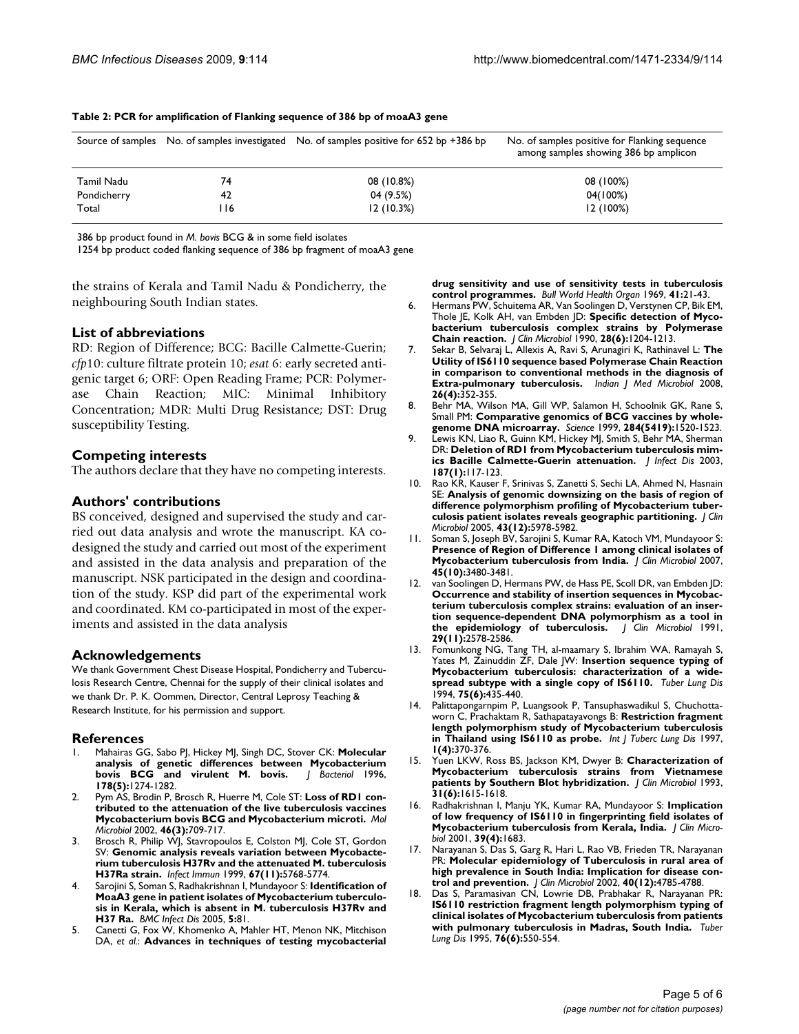**Table 2: PCR for amplification of Flanking sequence of 386 bp of moaA3 gene**

| Source of samples | No. of samples investigated | No. of samples positive for 652 bp +386 bp | No. of samples positive for Flanking sequence among samples showing 386 bp amplicon |
|---|---|---|---|
| Tamil Nadu | 74 | 08 (10.8%) | 08 (100%) |
| Pondicherry | 42 | 04 (9.5%) | 04(100%) |
| Total | 116 | 12 (10.3%) | 12 (100%) |

386 bp product found in *M. bovis* BCG & in some field isolates

1254 bp product coded flanking sequence of 386 bp fragment of moaA3 gene

the strains of Kerala and Tamil Nadu & Pondicherry, the neighbouring South Indian states.

## List of abbreviations

RD: Region of Difference; BCG: Bacille Calmette-Guerin; *cfp*10: culture filtrate protein 10; *esat* 6: early secreted antigenic target 6; ORF: Open Reading Frame; PCR: Polymerase Chain Reaction; MIC: Minimal Inhibitory Concentration; MDR: Multi Drug Resistance; DST: Drug susceptibility Testing.

## Competing interests

The authors declare that they have no competing interests.

## Authors' contributions

BS conceived, designed and supervised the study and carried out data analysis and wrote the manuscript. KA co-designed the study and carried out most of the experiment and assisted in the data analysis and preparation of the manuscript. NSK participated in the design and coordination of the study. KSP did part of the experimental work and coordinated. KM co-participated in most of the experiments and assisted in the data analysis

## Acknowledgements

We thank Government Chest Disease Hospital, Pondicherry and Tuberculosis Research Centre, Chennai for the supply of their clinical isolates and we thank Dr. P. K. Oommen, Director, Central Leprosy Teaching & Research Institute, for his permission and support.

## References

1. Mahairas GG, Sabo PJ, Hickey MJ, Singh DC, Stover CK: **Molecular analysis of genetic differences between Mycobacterium bovis BCG and virulent M. bovis.** *J Bacteriol* 1996, **178(5):**1274-1282.
2. Pym AS, Brodin P, Brosch R, Huerre M, Cole ST: **Loss of RD1 contributed to the attenuation of the live tuberculosis vaccines Mycobacterium bovis BCG and Mycobacterium microti.** *Mol Microbiol* 2002, **46(3):**709-717.
3. Brosch R, Philip WJ, Stavropoulos E, Colston MJ, Cole ST, Gordon SV: **Genomic analysis reveals variation between Mycobacterium tuberculosis H37Rv and the attenuated M. tuberculosis H37Ra strain.** *Infect Immun* 1999, **67(11):**5768-5774.
4. Sarojini S, Soman S, Radhakrishnan I, Mundayoor S: **Identification of MoaA3 gene in patient isolates of Mycobacterium tuberculosis in Kerala, which is absent in M. tuberculosis H37Rv and H37 Ra.** *BMC Infect Dis* 2005, **5:**81.
5. Canetti G, Fox W, Khomenko A, Mahler HT, Menon NK, Mitchison DA, *et al.*: **Advances in techniques of testing mycobacterial drug sensitivity and use of sensitivity tests in tuberculosis control programmes.** *Bull World Health Organ* 1969, **41:**21-43.
6. Hermans PW, Schuitema AR, Van Soolingen D, Verstynen CP, Bik EM, Thole JE, Kolk AH, van Embden JD: **Specific detection of Mycobacterium tuberculosis complex strains by Polymerase Chain reaction.** *J Clin Microbiol* 1990, **28(6):**1204-1213.
7. Sekar B, Selvaraj L, Allexis A, Ravi S, Arunagiri K, Rathinavel L: **The Utility of IS6110 sequence based Polymerase Chain Reaction in comparison to conventional methods in the diagnosis of Extra-pulmonary tuberculosis.** *Indian J Med Microbiol* 2008, **26(4):**352-355.
8. Behr MA, Wilson MA, Gill WP, Salamon H, Schoolnik GK, Rane S, Small PM: **Comparative genomics of BCG vaccines by whole-genome DNA microarray.** *Science* 1999, **284(5419):**1520-1523.
9. Lewis KN, Liao R, Guinn KM, Hickey MJ, Smith S, Behr MA, Sherman DR: **Deletion of RD1 from Mycobacterium tuberculosis mimics Bacille Calmette-Guerin attenuation.** *J Infect Dis* 2003, **187(1):**117-123.
10. Rao KR, Kauser F, Srinivas S, Zanetti S, Sechi LA, Ahmed N, Hasnain SE: **Analysis of genomic downsizing on the basis of region of difference polymorphism profiling of Mycobacterium tuberculosis patient isolates reveals geographic partitioning.** *J Clin Microbiol* 2005, **43(12):**5978-5982.
11. Soman S, Joseph BV, Sarojini S, Kumar RA, Katoch VM, Mundayoor S: **Presence of Region of Difference 1 among clinical isolates of Mycobacterium tuberculosis from India.** *J Clin Microbiol* 2007, **45(10):**3480-3481.
12. van Soolingen D, Hermans PW, de Hass PE, Scoll DR, van Embden JD: **Occurrence and stability of insertion sequences in Mycobacterium tuberculosis complex strains: evaluation of an insertion sequence-dependent DNA polymorphism as a tool in the epidemiology of tuberculosis.** *J Clin Microbiol* 1991, **29(11):**2578-2586.
13. Fomunkong NG, Tang TH, al-maamary S, Ibrahim WA, Ramayah S, Yates M, Zainuddin ZF, Dale JW: **Insertion sequence typing of Mycobacterium tuberculosis: characterization of a widespread subtype with a single copy of IS6110.** *Tuber Lung Dis* 1994, **75(6):**435-440.
14. Palittapongarnpim P, Luangsook P, Tansuphaswadikul S, Chuchottaworn C, Prachaktam R, Sathapatayavongs B: **Restriction fragment length polymorphism study of Mycobacterium tuberculosis in Thailand using IS6110 as probe.** *Int J Tuberc Lung Dis* 1997, **1(4):**370-376.
15. Yuen LKW, Ross BS, Jackson KM, Dwyer B: **Characterization of Mycobacterium tuberculosis strains from Vietnamese patients by Southern Blot hybridization.** *J Clin Microbiol* 1993, **31(6):**1615-1618.
16. Radhakrishnan I, Manju YK, Kumar RA, Mundayoor S: **Implication of low frequency of IS6110 in fingerprinting field isolates of Mycobacterium tuberculosis from Kerala, India.** *J Clin Microbiol* 2001, **39(4):**1683.
17. Narayanan S, Das S, Garg R, Hari L, Rao VB, Frieden TR, Narayanan PR: **Molecular epidemiology of Tuberculosis in rural area of high prevalence in South India: Implication for disease control and prevention.** *J Clin Microbiol* 2002, **40(12):**4785-4788.
18. Das S, Paramasivan CN, Lowrie DB, Prabhakar R, Narayanan PR: **IS6110 restriction fragment length polymorphism typing of clinical isolates of Mycobacterium tuberculosis from patients with pulmonary tuberculosis in Madras, South India.** *Tuber Lung Dis* 1995, **76(6):**550-554.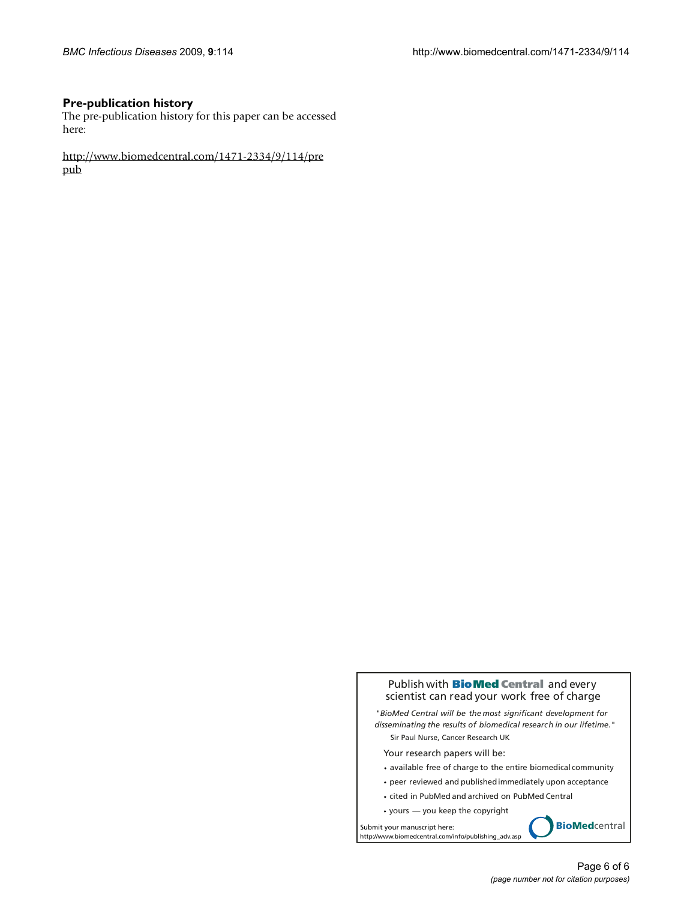## Pre-publication history

The pre-publication history for this paper can be accessed here:

http://www.biomedcentral.com/1471-2334/9/114/prepub

Publish with **BioMed Central** and every scientist can read your work free of charge

"*BioMed Central will be the most significant development for disseminating the results of biomedical research in our lifetime.*"

Sir Paul Nurse, Cancer Research UK

Your research papers will be:

- available free of charge to the entire biomedical community
- peer reviewed and published immediately upon acceptance
- cited in PubMed and archived on PubMed Central
- yours — you keep the copyright

Submit your manuscript here:
http://www.biomedcentral.com/info/publishing_adv.asp

**BioMed**central